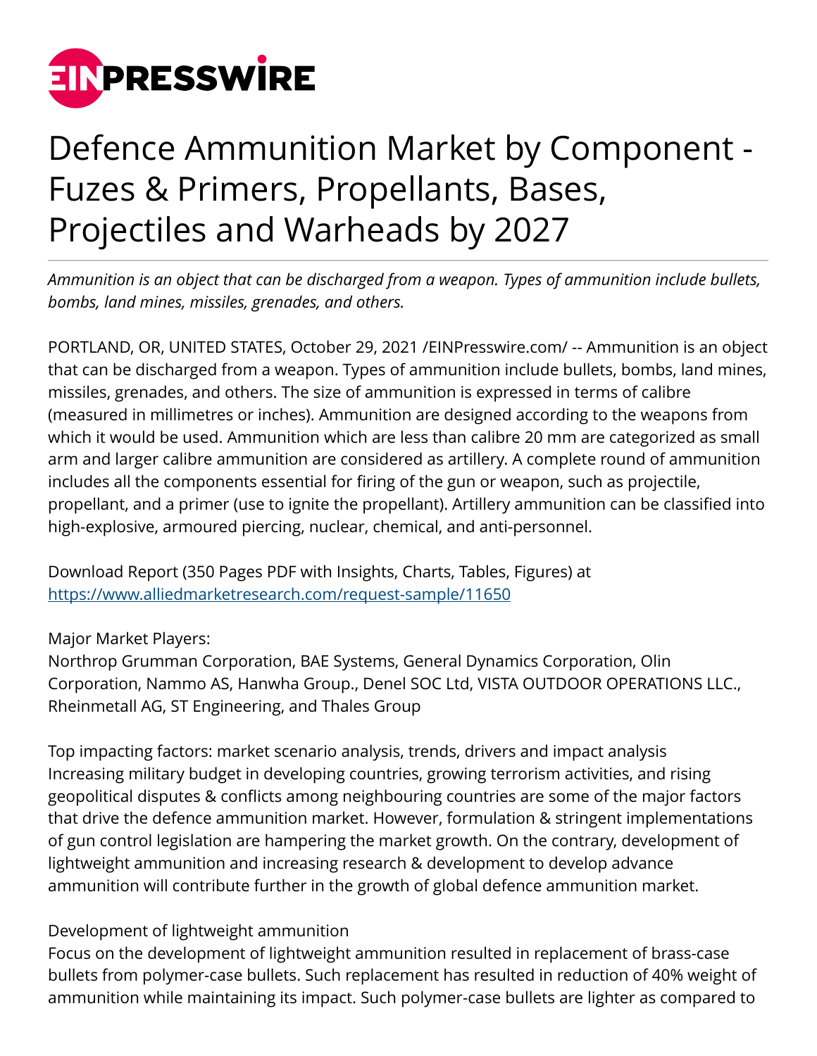# Defence Ammunition Market by Component - Fuzes & Primers, Propellants, Bases, Projectiles and Warheads by 2027

*Ammunition is an object that can be discharged from a weapon. Types of ammunition include bullets, bombs, land mines, missiles, grenades, and others.*

PORTLAND, OR, UNITED STATES, October 29, 2021 /EINPresswire.com/ -- Ammunition is an object that can be discharged from a weapon. Types of ammunition include bullets, bombs, land mines, missiles, grenades, and others. The size of ammunition is expressed in terms of calibre (measured in millimetres or inches). Ammunition are designed according to the weapons from which it would be used. Ammunition which are less than calibre 20 mm are categorized as small arm and larger calibre ammunition are considered as artillery. A complete round of ammunition includes all the components essential for firing of the gun or weapon, such as projectile, propellant, and a primer (use to ignite the propellant). Artillery ammunition can be classified into high-explosive, armoured piercing, nuclear, chemical, and anti-personnel.

Download Report (350 Pages PDF with Insights, Charts, Tables, Figures) at
https://www.alliedmarketresearch.com/request-sample/11650

Major Market Players:
Northrop Grumman Corporation, BAE Systems, General Dynamics Corporation, Olin Corporation, Nammo AS, Hanwha Group., Denel SOC Ltd, VISTA OUTDOOR OPERATIONS LLC., Rheinmetall AG, ST Engineering, and Thales Group

Top impacting factors: market scenario analysis, trends, drivers and impact analysis
Increasing military budget in developing countries, growing terrorism activities, and rising geopolitical disputes & conflicts among neighbouring countries are some of the major factors that drive the defence ammunition market. However, formulation & stringent implementations of gun control legislation are hampering the market growth. On the contrary, development of lightweight ammunition and increasing research & development to develop advance ammunition will contribute further in the growth of global defence ammunition market.

Development of lightweight ammunition
Focus on the development of lightweight ammunition resulted in replacement of brass-case bullets from polymer-case bullets. Such replacement has resulted in reduction of 40% weight of ammunition while maintaining its impact. Such polymer-case bullets are lighter as compared to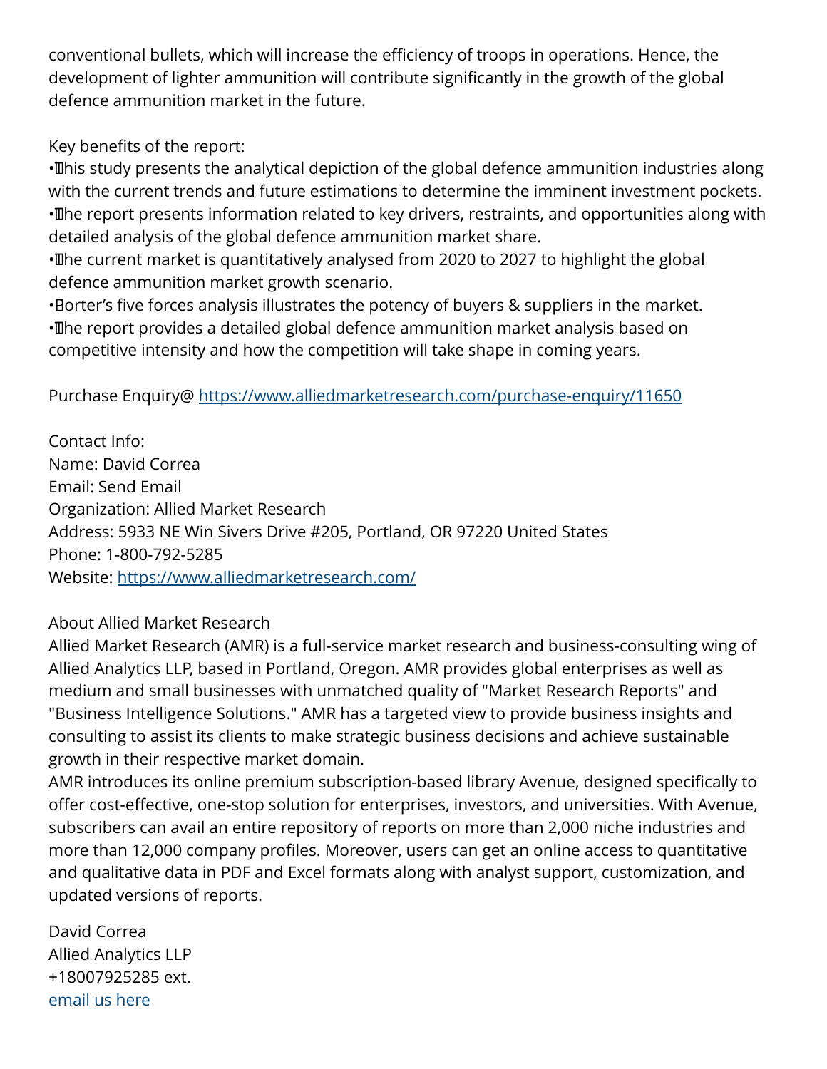conventional bullets, which will increase the efficiency of troops in operations. Hence, the development of lighter ammunition will contribute significantly in the growth of the global defence ammunition market in the future.

Key benefits of the report:

- This study presents the analytical depiction of the global defence ammunition industries along with the current trends and future estimations to determine the imminent investment pockets.
- The report presents information related to key drivers, restraints, and opportunities along with detailed analysis of the global defence ammunition market share.
- The current market is quantitatively analysed from 2020 to 2027 to highlight the global defence ammunition market growth scenario.
- Porter's five forces analysis illustrates the potency of buyers & suppliers in the market.
- The report provides a detailed global defence ammunition market analysis based on competitive intensity and how the competition will take shape in coming years.

Purchase Enquiry@ https://www.alliedmarketresearch.com/purchase-enquiry/11650

Contact Info:
Name: David Correa
Email: Send Email
Organization: Allied Market Research
Address: 5933 NE Win Sivers Drive #205, Portland, OR 97220 United States
Phone: 1-800-792-5285
Website: https://www.alliedmarketresearch.com/

About Allied Market Research
Allied Market Research (AMR) is a full-service market research and business-consulting wing of Allied Analytics LLP, based in Portland, Oregon. AMR provides global enterprises as well as medium and small businesses with unmatched quality of "Market Research Reports" and "Business Intelligence Solutions." AMR has a targeted view to provide business insights and consulting to assist its clients to make strategic business decisions and achieve sustainable growth in their respective market domain.
AMR introduces its online premium subscription-based library Avenue, designed specifically to offer cost-effective, one-stop solution for enterprises, investors, and universities. With Avenue, subscribers can avail an entire repository of reports on more than 2,000 niche industries and more than 12,000 company profiles. Moreover, users can get an online access to quantitative and qualitative data in PDF and Excel formats along with analyst support, customization, and updated versions of reports.

David Correa
Allied Analytics LLP
+18007925285 ext.
email us here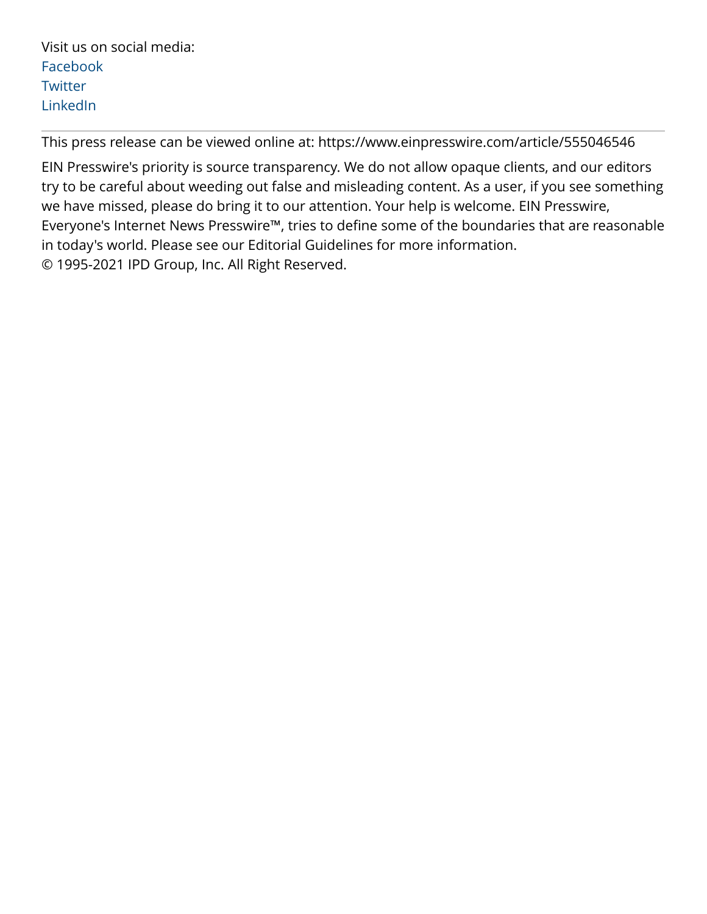Visit us on social media:
Facebook
Twitter
LinkedIn

---

This press release can be viewed online at: https://www.einpresswire.com/article/555046546

EIN Presswire's priority is source transparency. We do not allow opaque clients, and our editors try to be careful about weeding out false and misleading content. As a user, if you see something we have missed, please do bring it to our attention. Your help is welcome. EIN Presswire, Everyone's Internet News Presswire™, tries to define some of the boundaries that are reasonable in today's world. Please see our Editorial Guidelines for more information.
© 1995-2021 IPD Group, Inc. All Right Reserved.